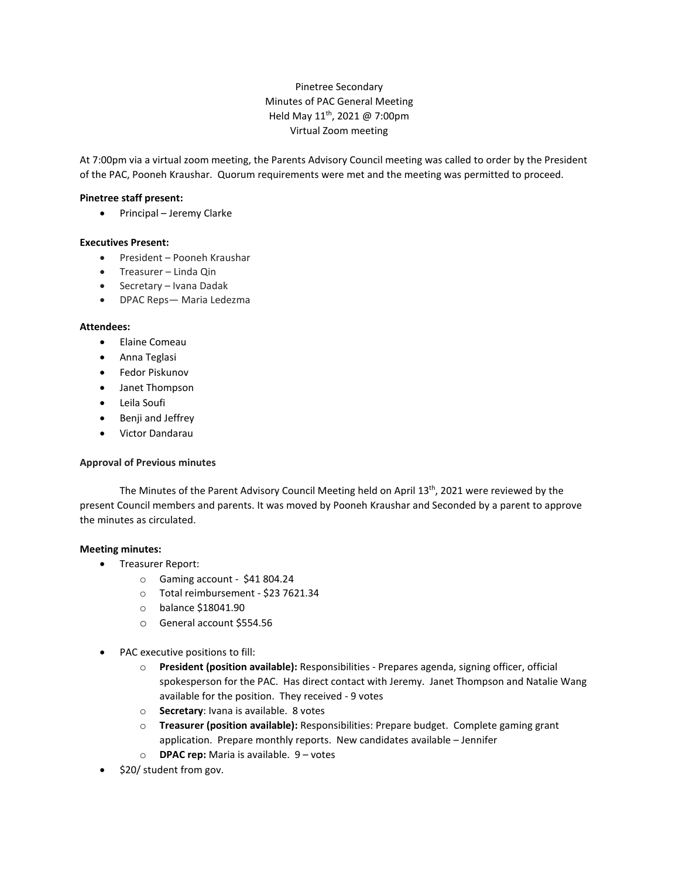Pinetree Secondary
Minutes of PAC General Meeting
Held May 11th, 2021 @ 7:00pm
Virtual Zoom meeting

At 7:00pm via a virtual zoom meeting, the Parents Advisory Council meeting was called to order by the President of the PAC, Pooneh Kraushar. Quorum requirements were met and the meeting was permitted to proceed.

**Pinetree staff present:**

- Principal – Jeremy Clarke

**Executives Present:**

- President – Pooneh Kraushar
- Treasurer – Linda Qin
- Secretary – Ivana Dadak
- DPAC Reps— Maria Ledezma

**Attendees:**

- Elaine Comeau
- Anna Teglasi
- Fedor Piskunov
- Janet Thompson
- Leila Soufi
- Benji and Jeffrey
- Victor Dandarau

**Approval of Previous minutes**

The Minutes of the Parent Advisory Council Meeting held on April 13th, 2021 were reviewed by the present Council members and parents. It was moved by Pooneh Kraushar and Seconded by a parent to approve the minutes as circulated.

**Meeting minutes:**

- Treasurer Report:
  - Gaming account - $41 804.24
  - Total reimbursement - $23 7621.34
  - balance $18041.90
  - General account $554.56
- PAC executive positions to fill:
  - **President (position available):** Responsibilities - Prepares agenda, signing officer, official spokesperson for the PAC. Has direct contact with Jeremy. Janet Thompson and Natalie Wang available for the position. They received - 9 votes
  - **Secretary**: Ivana is available. 8 votes
  - **Treasurer (position available):** Responsibilities: Prepare budget. Complete gaming grant application. Prepare monthly reports. New candidates available – Jennifer
  - **DPAC rep:** Maria is available. 9 – votes
- $20/ student from gov.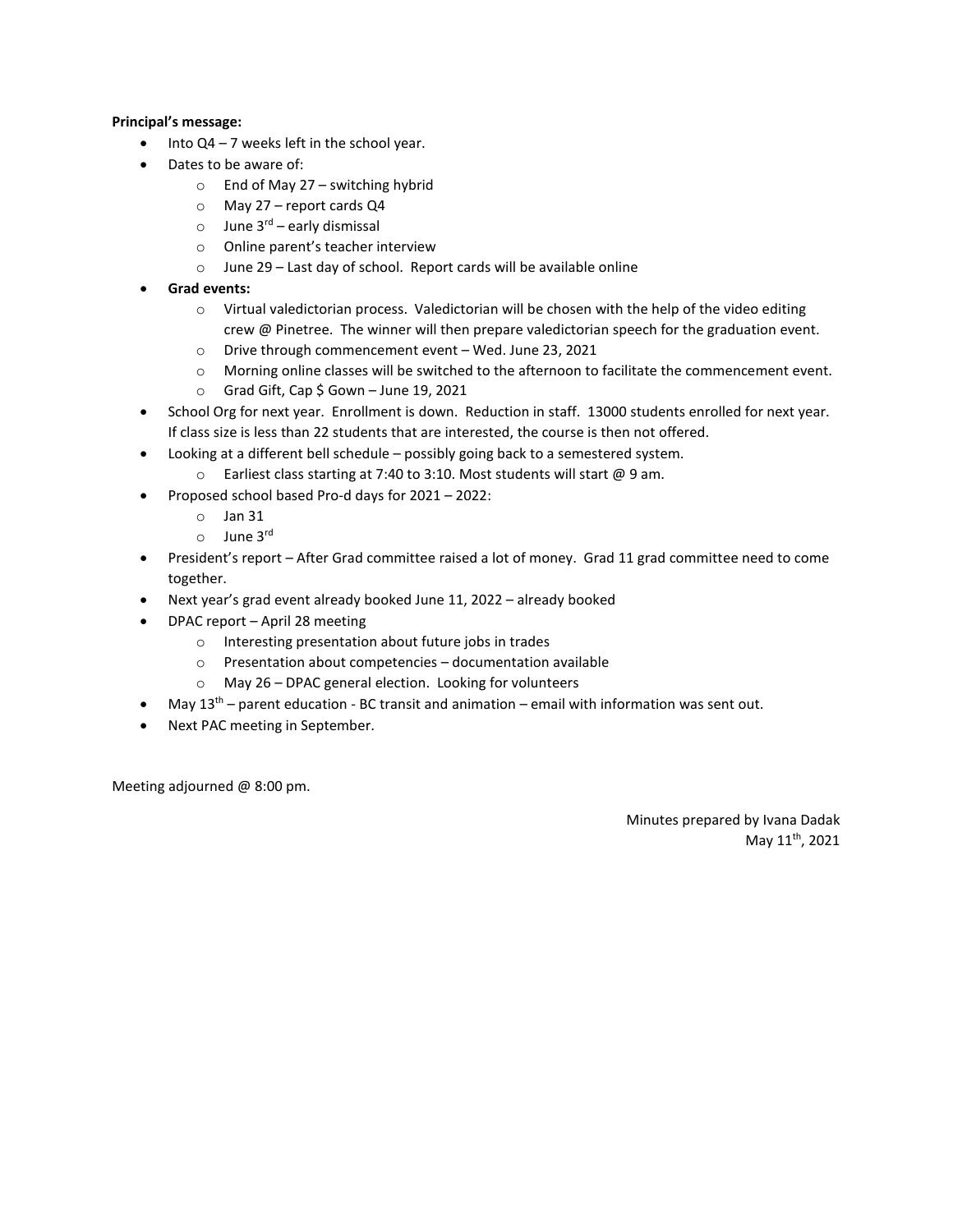**Principal's message:**

- Into Q4 – 7 weeks left in the school year.
- Dates to be aware of:
    - End of May 27 – switching hybrid
    - May 27 – report cards Q4
    - June 3rd – early dismissal
    - Online parent's teacher interview
    - June 29 – Last day of school. Report cards will be available online
- **Grad events:**
    - Virtual valedictorian process. Valedictorian will be chosen with the help of the video editing crew @ Pinetree. The winner will then prepare valedictorian speech for the graduation event.
    - Drive through commencement event – Wed. June 23, 2021
    - Morning online classes will be switched to the afternoon to facilitate the commencement event.
    - Grad Gift, Cap $ Gown – June 19, 2021
- School Org for next year. Enrollment is down. Reduction in staff. 13000 students enrolled for next year. If class size is less than 22 students that are interested, the course is then not offered.
- Looking at a different bell schedule – possibly going back to a semestered system.
    - Earliest class starting at 7:40 to 3:10. Most students will start @ 9 am.
- Proposed school based Pro-d days for 2021 – 2022:
    - Jan 31
    - June 3rd
- President's report – After Grad committee raised a lot of money. Grad 11 grad committee need to come together.
- Next year's grad event already booked June 11, 2022 – already booked
- DPAC report – April 28 meeting
    - Interesting presentation about future jobs in trades
    - Presentation about competencies – documentation available
    - May 26 – DPAC general election. Looking for volunteers
- May 13th – parent education - BC transit and animation – email with information was sent out.
- Next PAC meeting in September.

Meeting adjourned @ 8:00 pm.

Minutes prepared by Ivana Dadak
May 11th, 2021